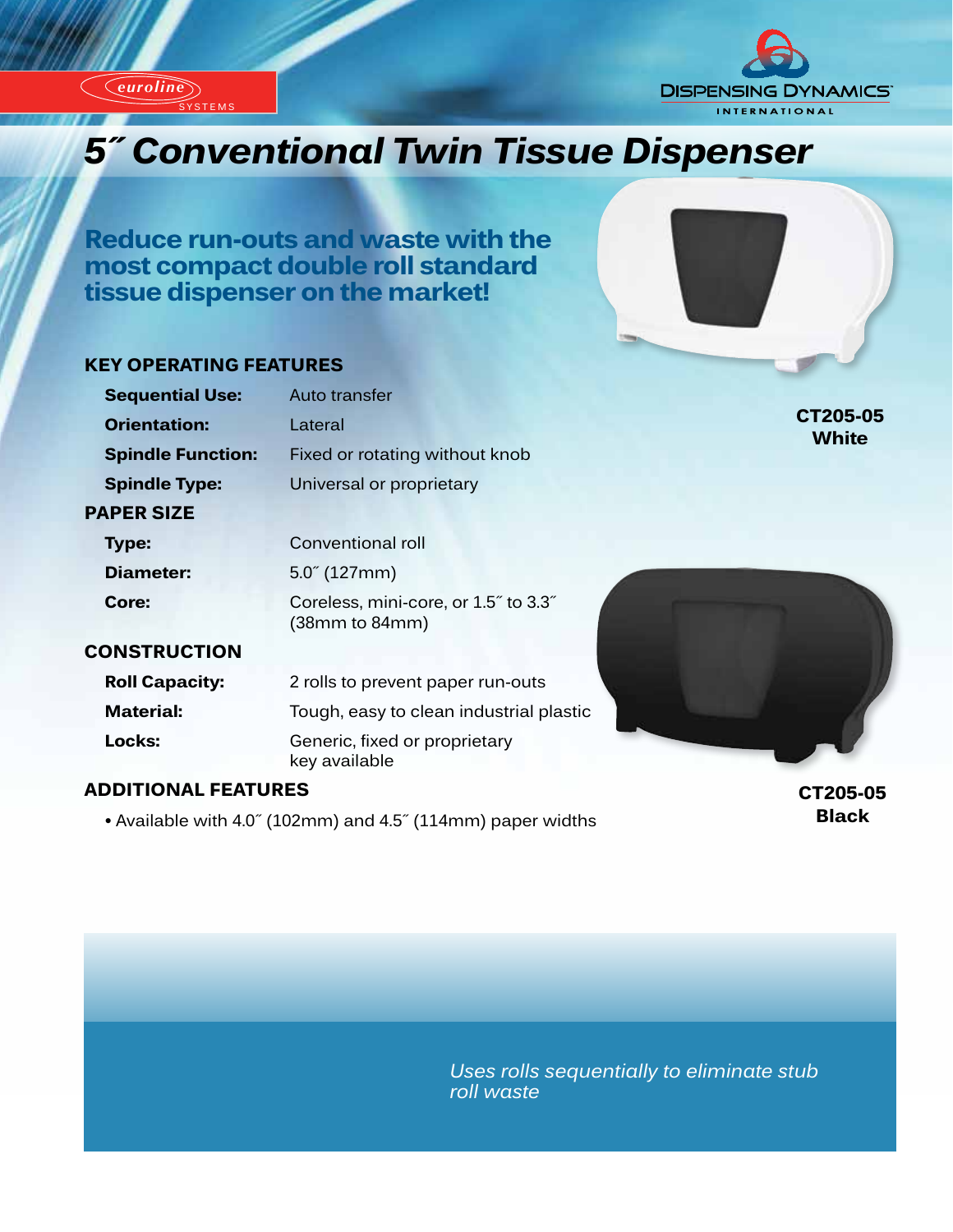euroline SYSTEMS

DISPENSING DYNAMICS INTERNATIONAL

# 5″ Conventional Twin Tissue Dispenser

## Reduce run-outs and waste with the most compact double roll standard tissue dispenser on the market!

### KEY OPERATING FEATURES

| | |
|---|---|
| **Sequential Use:** | Auto transfer |
| **Orientation:** | Lateral |
| **Spindle Function:** | Fixed or rotating without knob |
| **Spindle Type:** | Universal or proprietary |

### PAPER SIZE

| | |
|---|---|
| **Type:** | Conventional roll |
| **Diameter:** | 5.0″ (127mm) |
| **Core:** | Coreless, mini-core, or 1.5″ to 3.3″ (38mm to 84mm) |

### CONSTRUCTION

| | |
|---|---|
| **Roll Capacity:** | 2 rolls to prevent paper run-outs |
| **Material:** | Tough, easy to clean industrial plastic |
| **Locks:** | Generic, fixed or proprietary key available |

### ADDITIONAL FEATURES

- Available with 4.0″ (102mm) and 4.5″ (114mm) paper widths

**CT205-05 White**

**CT205-05 Black**

*Uses rolls sequentially to eliminate stub roll waste*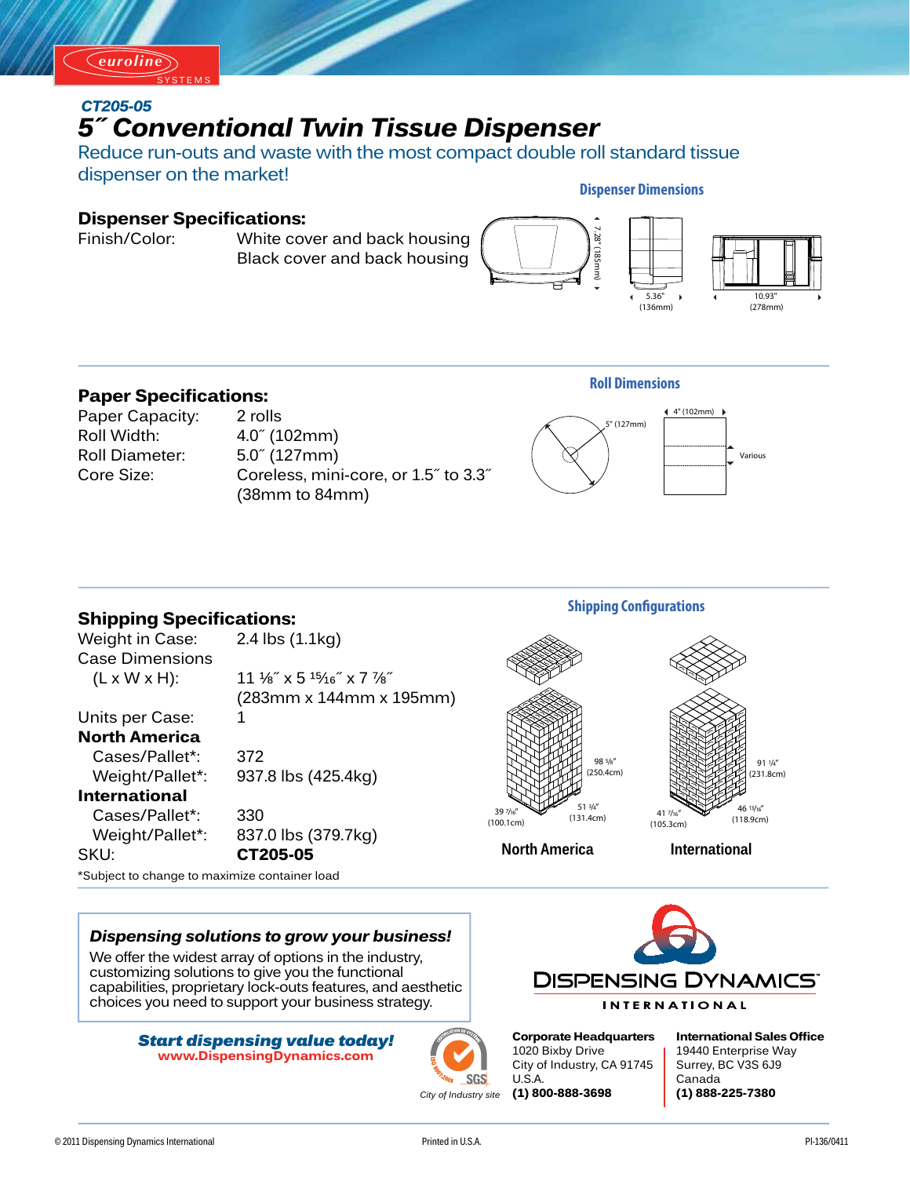euroline SYSTEMS

*CT205-05*

# *5″ Conventional Twin Tissue Dispenser*

Reduce run-outs and waste with the most compact double roll standard tissue dispenser on the market!

## Dispenser Specifications:

| | |
|---|---|
| Finish/Color: | White cover and back housing |
| | Black cover and back housing |

**Dispenser Dimensions**

7.28" (185mm)
5.36" (136mm)
10.93" (278mm)

## Paper Specifications:

| | |
|---|---|
| Paper Capacity: | 2 rolls |
| Roll Width: | 4.0″ (102mm) |
| Roll Diameter: | 5.0″ (127mm) |
| Core Size: | Coreless, mini-core, or 1.5″ to 3.3″ (38mm to 84mm) |

**Roll Dimensions**

5" (127mm)
4" (102mm)
Various

## Shipping Specifications:

| | |
|---|---|
| Weight in Case: | 2.4 lbs (1.1kg) |
| Case Dimensions (L x W x H): | 11 ⅛″ x 5 ¹⁵⁄₁₆″ x 7 ⅞″ (283mm x 144mm x 195mm) |
| Units per Case: | 1 |
| **North America** | |
| Cases/Pallet*: | 372 |
| Weight/Pallet*: | 937.8 lbs (425.4kg) |
| **International** | |
| Cases/Pallet*: | 330 |
| Weight/Pallet*: | 837.0 lbs (379.7kg) |
| SKU: | **CT205-05** |

*Subject to change to maximize container load

**Shipping Configurations**

98 ⅝" (250.4cm)
39 ⁷⁄₁₆" (100.1cm)
51 ¾" (131.4cm)
North America

91 ¼" (231.8cm)
41 ⁷⁄₁₆" (105.3cm)
46 ¹³⁄₁₆" (118.9cm)
International

***Dispensing solutions to grow your business!***

We offer the widest array of options in the industry, customizing solutions to give you the functional capabilities, proprietary lock-outs features, and aesthetic choices you need to support your business strategy.

***Start dispensing value today!***
**www.DispensingDynamics.com**

ISO 9001:2008 SGS
*City of Industry site*

DISPENSING DYNAMICS™ INTERNATIONAL

**Corporate Headquarters**
1020 Bixby Drive
City of Industry, CA 91745
U.S.A.
**(1) 800-888-3698**

**International Sales Office**
19440 Enterprise Way
Surrey, BC V3S 6J9
Canada
**(1) 888-225-7380**

© 2011 Dispensing Dynamics International Printed in U.S.A. PI-136/0411